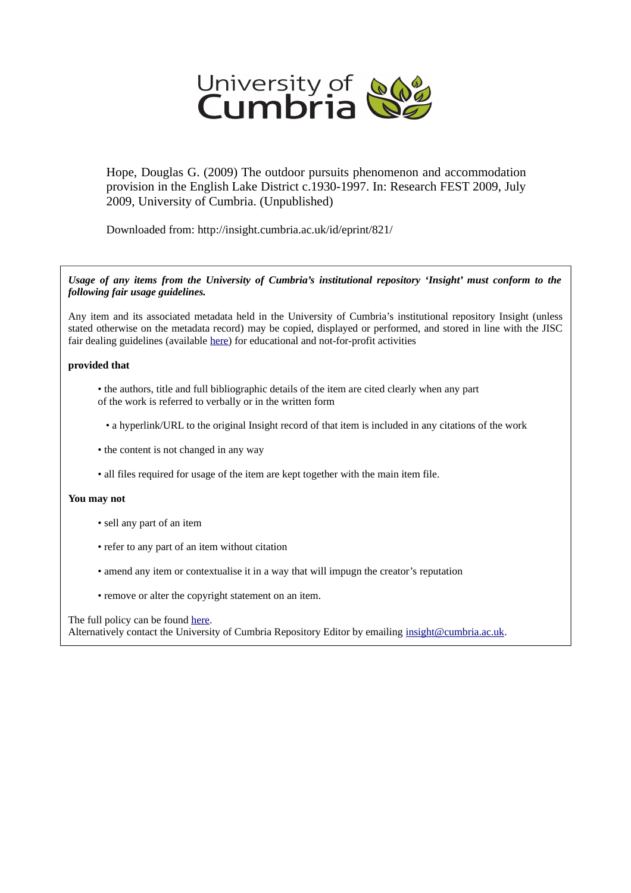University of Cumbria

Hope, Douglas G. (2009) The outdoor pursuits phenomenon and accommodation provision in the English Lake District c.1930-1997. In: Research FEST 2009, July 2009, University of Cumbria. (Unpublished)

Downloaded from: http://insight.cumbria.ac.uk/id/eprint/821/

***Usage of any items from the University of Cumbria's institutional repository 'Insight' must conform to the following fair usage guidelines.***

Any item and its associated metadata held in the University of Cumbria's institutional repository Insight (unless stated otherwise on the metadata record) may be copied, displayed or performed, and stored in line with the JISC fair dealing guidelines (available here) for educational and not-for-profit activities

**provided that**

- the authors, title and full bibliographic details of the item are cited clearly when any part of the work is referred to verbally or in the written form
- a hyperlink/URL to the original Insight record of that item is included in any citations of the work
- the content is not changed in any way
- all files required for usage of the item are kept together with the main item file.

**You may not**

- sell any part of an item
- refer to any part of an item without citation
- amend any item or contextualise it in a way that will impugn the creator's reputation
- remove or alter the copyright statement on an item.

The full policy can be found here.
Alternatively contact the University of Cumbria Repository Editor by emailing insight@cumbria.ac.uk.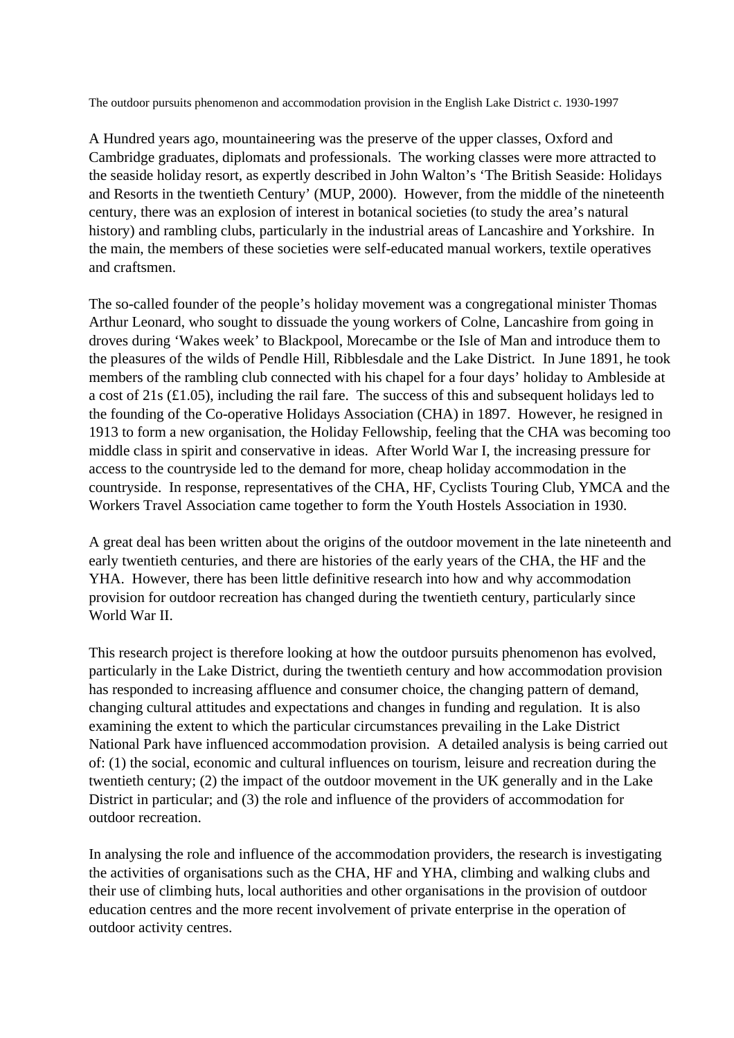The outdoor pursuits phenomenon and accommodation provision in the English Lake District c. 1930-1997

A Hundred years ago, mountaineering was the preserve of the upper classes, Oxford and Cambridge graduates, diplomats and professionals. The working classes were more attracted to the seaside holiday resort, as expertly described in John Walton's 'The British Seaside: Holidays and Resorts in the twentieth Century' (MUP, 2000). However, from the middle of the nineteenth century, there was an explosion of interest in botanical societies (to study the area's natural history) and rambling clubs, particularly in the industrial areas of Lancashire and Yorkshire. In the main, the members of these societies were self-educated manual workers, textile operatives and craftsmen.

The so-called founder of the people's holiday movement was a congregational minister Thomas Arthur Leonard, who sought to dissuade the young workers of Colne, Lancashire from going in droves during 'Wakes week' to Blackpool, Morecambe or the Isle of Man and introduce them to the pleasures of the wilds of Pendle Hill, Ribblesdale and the Lake District. In June 1891, he took members of the rambling club connected with his chapel for a four days' holiday to Ambleside at a cost of 21s (£1.05), including the rail fare. The success of this and subsequent holidays led to the founding of the Co-operative Holidays Association (CHA) in 1897. However, he resigned in 1913 to form a new organisation, the Holiday Fellowship, feeling that the CHA was becoming too middle class in spirit and conservative in ideas. After World War I, the increasing pressure for access to the countryside led to the demand for more, cheap holiday accommodation in the countryside. In response, representatives of the CHA, HF, Cyclists Touring Club, YMCA and the Workers Travel Association came together to form the Youth Hostels Association in 1930.

A great deal has been written about the origins of the outdoor movement in the late nineteenth and early twentieth centuries, and there are histories of the early years of the CHA, the HF and the YHA. However, there has been little definitive research into how and why accommodation provision for outdoor recreation has changed during the twentieth century, particularly since World War II.

This research project is therefore looking at how the outdoor pursuits phenomenon has evolved, particularly in the Lake District, during the twentieth century and how accommodation provision has responded to increasing affluence and consumer choice, the changing pattern of demand, changing cultural attitudes and expectations and changes in funding and regulation. It is also examining the extent to which the particular circumstances prevailing in the Lake District National Park have influenced accommodation provision. A detailed analysis is being carried out of: (1) the social, economic and cultural influences on tourism, leisure and recreation during the twentieth century; (2) the impact of the outdoor movement in the UK generally and in the Lake District in particular; and (3) the role and influence of the providers of accommodation for outdoor recreation.

In analysing the role and influence of the accommodation providers, the research is investigating the activities of organisations such as the CHA, HF and YHA, climbing and walking clubs and their use of climbing huts, local authorities and other organisations in the provision of outdoor education centres and the more recent involvement of private enterprise in the operation of outdoor activity centres.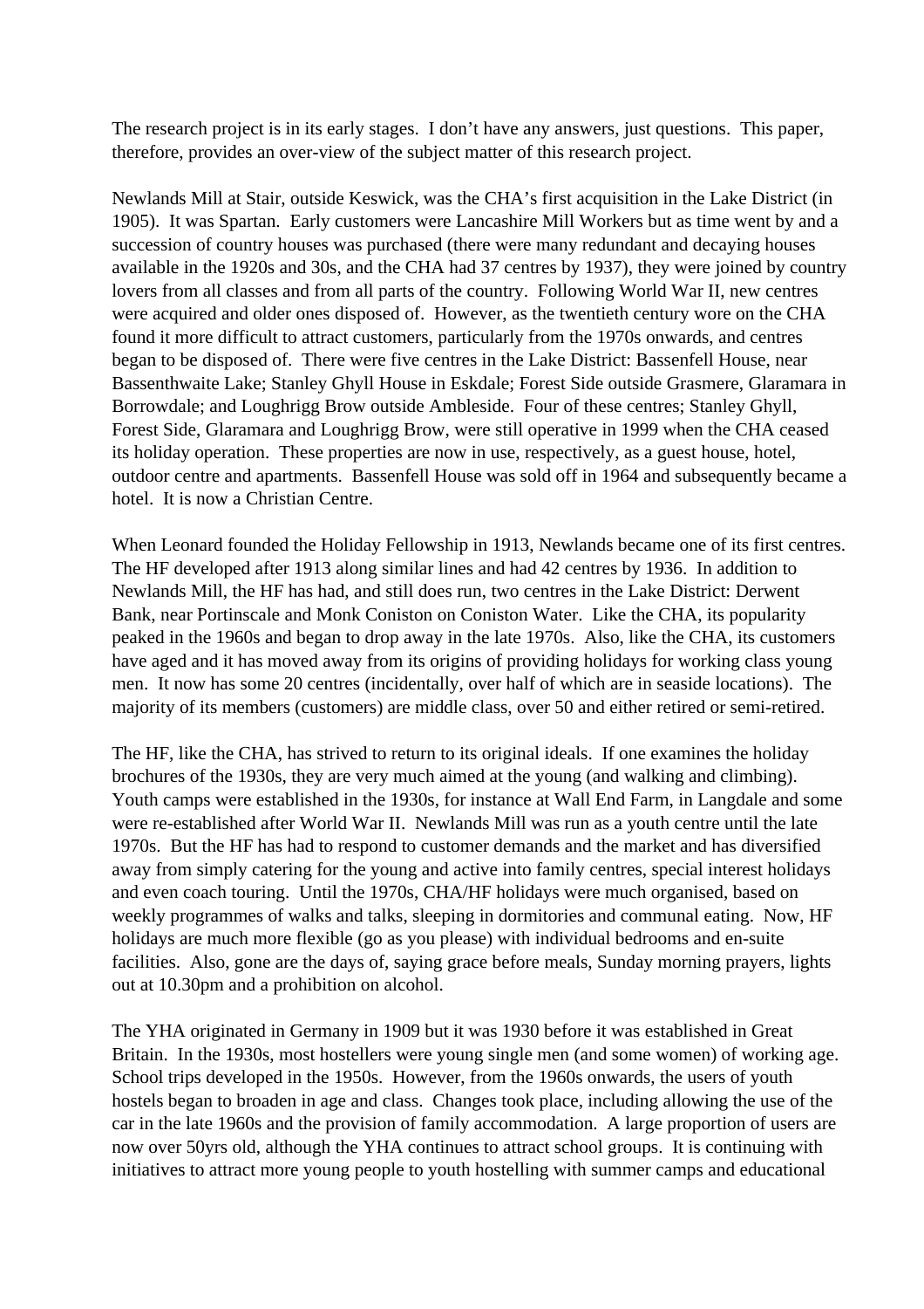The research project is in its early stages. I don't have any answers, just questions. This paper, therefore, provides an over-view of the subject matter of this research project.

Newlands Mill at Stair, outside Keswick, was the CHA's first acquisition in the Lake District (in 1905). It was Spartan. Early customers were Lancashire Mill Workers but as time went by and a succession of country houses was purchased (there were many redundant and decaying houses available in the 1920s and 30s, and the CHA had 37 centres by 1937), they were joined by country lovers from all classes and from all parts of the country. Following World War II, new centres were acquired and older ones disposed of. However, as the twentieth century wore on the CHA found it more difficult to attract customers, particularly from the 1970s onwards, and centres began to be disposed of. There were five centres in the Lake District: Bassenfell House, near Bassenthwaite Lake; Stanley Ghyll House in Eskdale; Forest Side outside Grasmere, Glaramara in Borrowdale; and Loughrigg Brow outside Ambleside. Four of these centres; Stanley Ghyll, Forest Side, Glaramara and Loughrigg Brow, were still operative in 1999 when the CHA ceased its holiday operation. These properties are now in use, respectively, as a guest house, hotel, outdoor centre and apartments. Bassenfell House was sold off in 1964 and subsequently became a hotel. It is now a Christian Centre.

When Leonard founded the Holiday Fellowship in 1913, Newlands became one of its first centres. The HF developed after 1913 along similar lines and had 42 centres by 1936. In addition to Newlands Mill, the HF has had, and still does run, two centres in the Lake District: Derwent Bank, near Portinscale and Monk Coniston on Coniston Water. Like the CHA, its popularity peaked in the 1960s and began to drop away in the late 1970s. Also, like the CHA, its customers have aged and it has moved away from its origins of providing holidays for working class young men. It now has some 20 centres (incidentally, over half of which are in seaside locations). The majority of its members (customers) are middle class, over 50 and either retired or semi-retired.

The HF, like the CHA, has strived to return to its original ideals. If one examines the holiday brochures of the 1930s, they are very much aimed at the young (and walking and climbing). Youth camps were established in the 1930s, for instance at Wall End Farm, in Langdale and some were re-established after World War II. Newlands Mill was run as a youth centre until the late 1970s. But the HF has had to respond to customer demands and the market and has diversified away from simply catering for the young and active into family centres, special interest holidays and even coach touring. Until the 1970s, CHA/HF holidays were much organised, based on weekly programmes of walks and talks, sleeping in dormitories and communal eating. Now, HF holidays are much more flexible (go as you please) with individual bedrooms and en-suite facilities. Also, gone are the days of, saying grace before meals, Sunday morning prayers, lights out at 10.30pm and a prohibition on alcohol.

The YHA originated in Germany in 1909 but it was 1930 before it was established in Great Britain. In the 1930s, most hostellers were young single men (and some women) of working age. School trips developed in the 1950s. However, from the 1960s onwards, the users of youth hostels began to broaden in age and class. Changes took place, including allowing the use of the car in the late 1960s and the provision of family accommodation. A large proportion of users are now over 50yrs old, although the YHA continues to attract school groups. It is continuing with initiatives to attract more young people to youth hostelling with summer camps and educational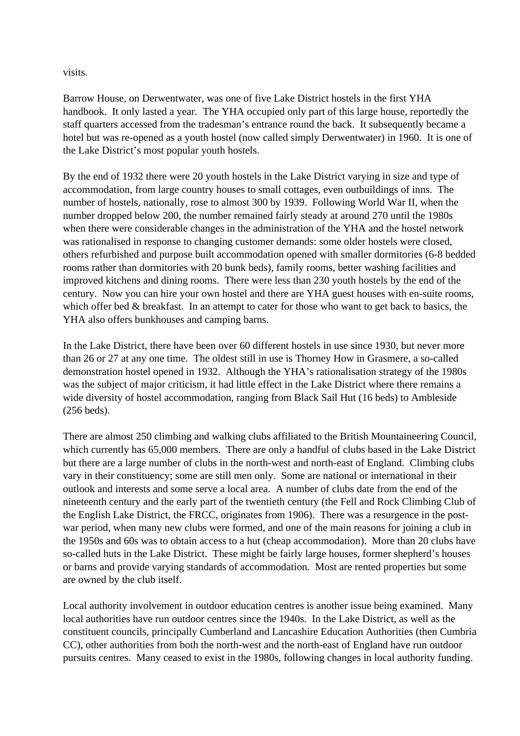visits.

Barrow House, on Derwentwater, was one of five Lake District hostels in the first YHA handbook. It only lasted a year. The YHA occupied only part of this large house, reportedly the staff quarters accessed from the tradesman's entrance round the back. It subsequently became a hotel but was re-opened as a youth hostel (now called simply Derwentwater) in 1960. It is one of the Lake District's most popular youth hostels.

By the end of 1932 there were 20 youth hostels in the Lake District varying in size and type of accommodation, from large country houses to small cottages, even outbuildings of inns. The number of hostels, nationally, rose to almost 300 by 1939. Following World War II, when the number dropped below 200, the number remained fairly steady at around 270 until the 1980s when there were considerable changes in the administration of the YHA and the hostel network was rationalised in response to changing customer demands: some older hostels were closed, others refurbished and purpose built accommodation opened with smaller dormitories (6-8 bedded rooms rather than dormitories with 20 bunk beds), family rooms, better washing facilities and improved kitchens and dining rooms. There were less than 230 youth hostels by the end of the century. Now you can hire your own hostel and there are YHA guest houses with en-suite rooms, which offer bed & breakfast. In an attempt to cater for those who want to get back to basics, the YHA also offers bunkhouses and camping barns.

In the Lake District, there have been over 60 different hostels in use since 1930, but never more than 26 or 27 at any one time. The oldest still in use is Thorney How in Grasmere, a so-called demonstration hostel opened in 1932. Although the YHA's rationalisation strategy of the 1980s was the subject of major criticism, it had little effect in the Lake District where there remains a wide diversity of hostel accommodation, ranging from Black Sail Hut (16 beds) to Ambleside (256 beds).

There are almost 250 climbing and walking clubs affiliated to the British Mountaineering Council, which currently has 65,000 members. There are only a handful of clubs based in the Lake District but there are a large number of clubs in the north-west and north-east of England. Climbing clubs vary in their constituency; some are still men only. Some are national or international in their outlook and interests and some serve a local area. A number of clubs date from the end of the nineteenth century and the early part of the twentieth century (the Fell and Rock Climbing Club of the English Lake District, the FRCC, originates from 1906). There was a resurgence in the post-war period, when many new clubs were formed, and one of the main reasons for joining a club in the 1950s and 60s was to obtain access to a hut (cheap accommodation). More than 20 clubs have so-called huts in the Lake District. These might be fairly large houses, former shepherd's houses or barns and provide varying standards of accommodation. Most are rented properties but some are owned by the club itself.

Local authority involvement in outdoor education centres is another issue being examined. Many local authorities have run outdoor centres since the 1940s. In the Lake District, as well as the constituent councils, principally Cumberland and Lancashire Education Authorities (then Cumbria CC), other authorities from both the north-west and the north-east of England have run outdoor pursuits centres. Many ceased to exist in the 1980s, following changes in local authority funding.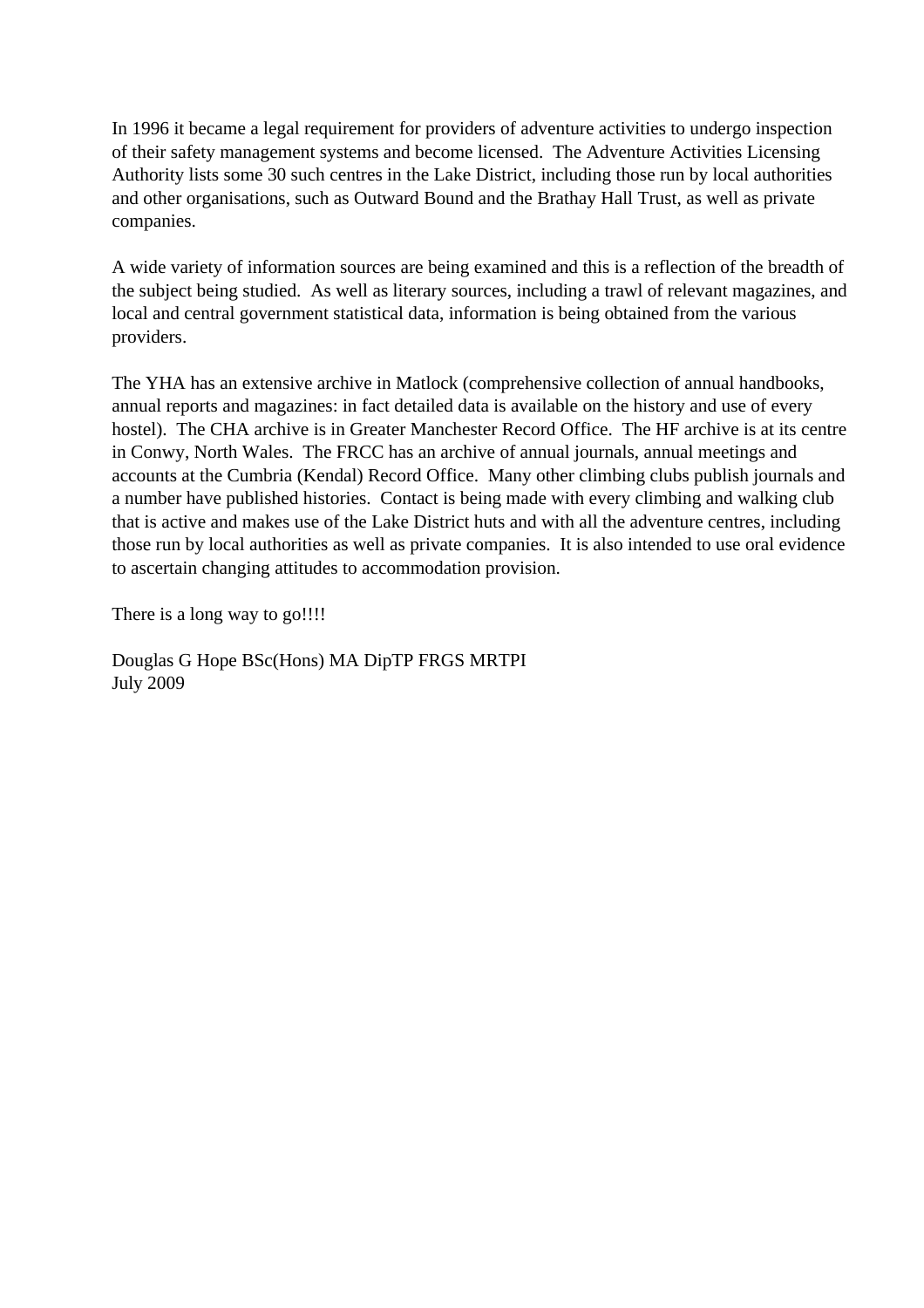In 1996 it became a legal requirement for providers of adventure activities to undergo inspection of their safety management systems and become licensed. The Adventure Activities Licensing Authority lists some 30 such centres in the Lake District, including those run by local authorities and other organisations, such as Outward Bound and the Brathay Hall Trust, as well as private companies.

A wide variety of information sources are being examined and this is a reflection of the breadth of the subject being studied. As well as literary sources, including a trawl of relevant magazines, and local and central government statistical data, information is being obtained from the various providers.

The YHA has an extensive archive in Matlock (comprehensive collection of annual handbooks, annual reports and magazines: in fact detailed data is available on the history and use of every hostel). The CHA archive is in Greater Manchester Record Office. The HF archive is at its centre in Conwy, North Wales. The FRCC has an archive of annual journals, annual meetings and accounts at the Cumbria (Kendal) Record Office. Many other climbing clubs publish journals and a number have published histories. Contact is being made with every climbing and walking club that is active and makes use of the Lake District huts and with all the adventure centres, including those run by local authorities as well as private companies. It is also intended to use oral evidence to ascertain changing attitudes to accommodation provision.

There is a long way to go!!!!

Douglas G Hope BSc(Hons) MA DipTP FRGS MRTPI
July 2009